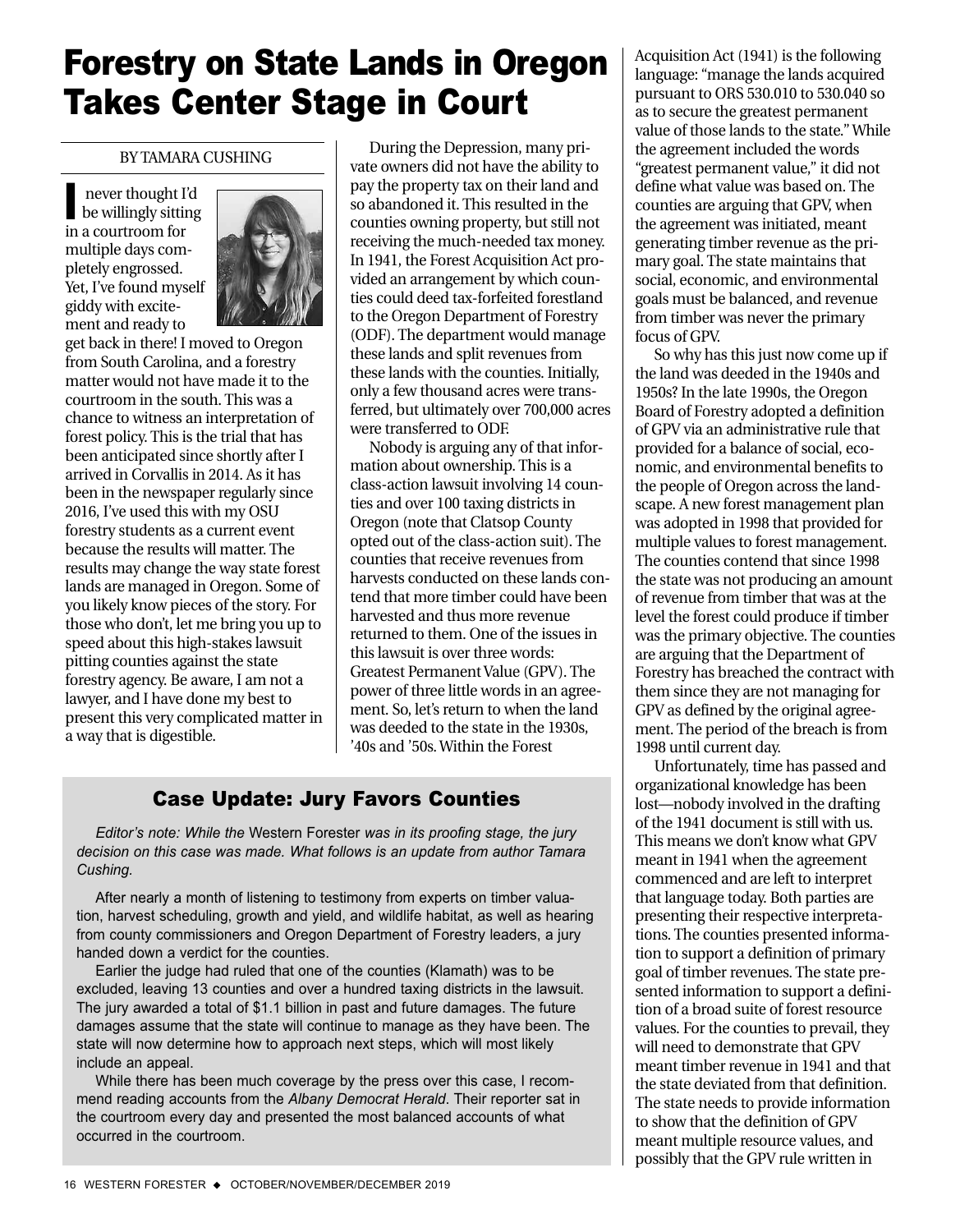# Forestry on State Lands in Oregon Takes Center Stage in Court

BY TAMARA CUSHING

I never thought I'd be willingly sitting in a courtroom for multiple days completely engrossed. Yet, I've found myself giddy with excitement and ready to get back in there! I moved to Oregon from South Carolina, and a forestry matter would not have made it to the courtroom in the south. This was a chance to witness an interpretation of forest policy. This is the trial that has been anticipated since shortly after I arrived in Corvallis in 2014. As it has been in the newspaper regularly since 2016, I've used this with my OSU forestry students as a current event because the results will matter. The results may change the way state forest lands are managed in Oregon. Some of you likely know pieces of the story. For those who don't, let me bring you up to speed about this high-stakes lawsuit pitting counties against the state forestry agency. Be aware, I am not a lawyer, and I have done my best to present this very complicated matter in a way that is digestible.

During the Depression, many private owners did not have the ability to pay the property tax on their land and so abandoned it. This resulted in the counties owning property, but still not receiving the much-needed tax money. In 1941, the Forest Acquisition Act provided an arrangement by which counties could deed tax-forfeited forestland to the Oregon Department of Forestry (ODF). The department would manage these lands and split revenues from these lands with the counties. Initially, only a few thousand acres were transferred, but ultimately over 700,000 acres were transferred to ODF.

Nobody is arguing any of that information about ownership. This is a class-action lawsuit involving 14 counties and over 100 taxing districts in Oregon (note that Clatsop County opted out of the class-action suit). The counties that receive revenues from harvests conducted on these lands contend that more timber could have been harvested and thus more revenue returned to them. One of the issues in this lawsuit is over three words: Greatest Permanent Value (GPV). The power of three little words in an agreement. So, let's return to when the land was deeded to the state in the 1930s, '40s and '50s. Within the Forest Acquisition Act (1941) is the following language: "manage the lands acquired pursuant to ORS 530.010 to 530.040 so as to secure the greatest permanent value of those lands to the state." While the agreement included the words "greatest permanent value," it did not define what value was based on. The counties are arguing that GPV, when the agreement was initiated, meant generating timber revenue as the primary goal. The state maintains that social, economic, and environmental goals must be balanced, and revenue from timber was never the primary focus of GPV.

So why has this just now come up if the land was deeded in the 1940s and 1950s? In the late 1990s, the Oregon Board of Forestry adopted a definition of GPV via an administrative rule that provided for a balance of social, economic, and environmental benefits to the people of Oregon across the landscape. A new forest management plan was adopted in 1998 that provided for multiple values to forest management. The counties contend that since 1998 the state was not producing an amount of revenue from timber that was at the level the forest could produce if timber was the primary objective. The counties are arguing that the Department of Forestry has breached the contract with them since they are not managing for GPV as defined by the original agreement. The period of the breach is from 1998 until current day.

Unfortunately, time has passed and organizational knowledge has been lost—nobody involved in the drafting of the 1941 document is still with us. This means we don't know what GPV meant in 1941 when the agreement commenced and are left to interpret that language today. Both parties are presenting their respective interpretations. The counties presented information to support a definition of primary goal of timber revenues. The state presented information to support a definition of a broad suite of forest resource values. For the counties to prevail, they will need to demonstrate that GPV meant timber revenue in 1941 and that the state deviated from that definition. The state needs to provide information to show that the definition of GPV meant multiple resource values, and possibly that the GPV rule written in

## Case Update: Jury Favors Counties

*Editor's note: While the* Western Forester *was in its proofing stage, the jury decision on this case was made. What follows is an update from author Tamara Cushing.*

After nearly a month of listening to testimony from experts on timber valuation, harvest scheduling, growth and yield, and wildlife habitat, as well as hearing from county commissioners and Oregon Department of Forestry leaders, a jury handed down a verdict for the counties.

Earlier the judge had ruled that one of the counties (Klamath) was to be excluded, leaving 13 counties and over a hundred taxing districts in the lawsuit. The jury awarded a total of $1.1 billion in past and future damages. The future damages assume that the state will continue to manage as they have been. The state will now determine how to approach next steps, which will most likely include an appeal.

While there has been much coverage by the press over this case, I recommend reading accounts from the *Albany Democrat Herald*. Their reporter sat in the courtroom every day and presented the most balanced accounts of what occurred in the courtroom.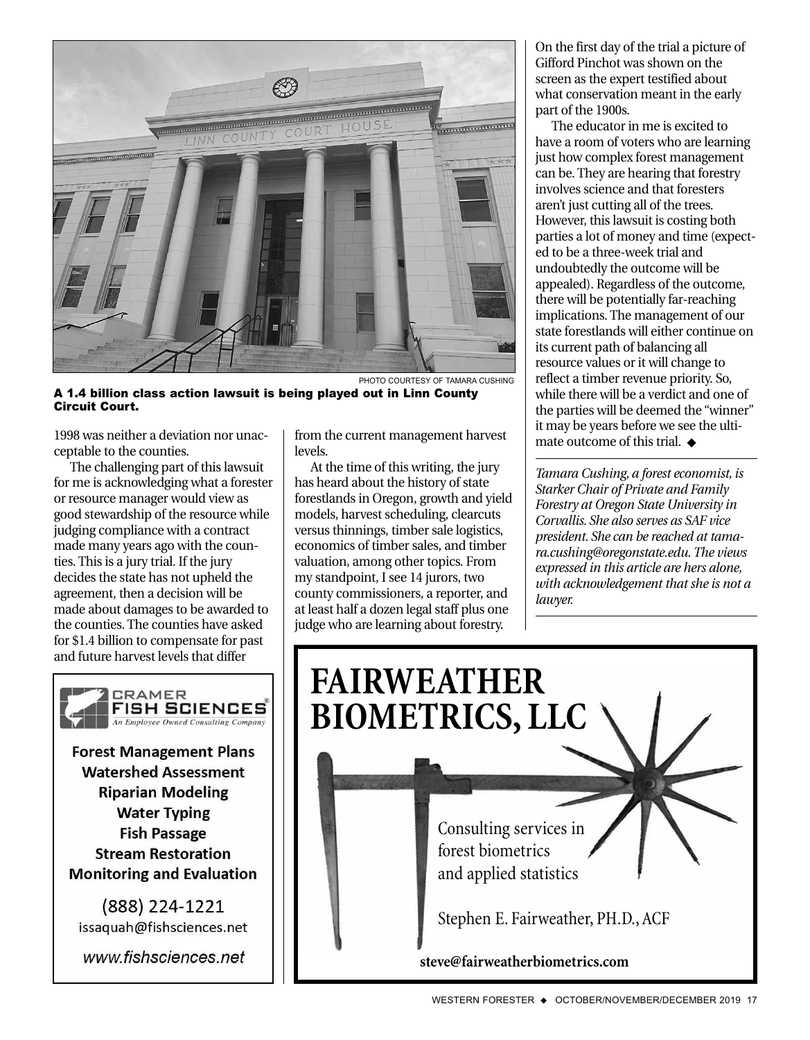PHOTO COURTESY OF TAMARA CUSHING

**A 1.4 billion class action lawsuit is being played out in Linn County Circuit Court.**

1998 was neither a deviation nor unacceptable to the counties.

The challenging part of this lawsuit for me is acknowledging what a forester or resource manager would view as good stewardship of the resource while judging compliance with a contract made many years ago with the counties. This is a jury trial. If the jury decides the state has not upheld the agreement, then a decision will be made about damages to be awarded to the counties. The counties have asked for $1.4 billion to compensate for past and future harvest levels that differ from the current management harvest levels.

At the time of this writing, the jury has heard about the history of state forestlands in Oregon, growth and yield models, harvest scheduling, clearcuts versus thinnings, timber sale logistics, economics of timber sales, and timber valuation, among other topics. From my standpoint, I see 14 jurors, two county commissioners, a reporter, and at least half a dozen legal staff plus one judge who are learning about forestry. On the first day of the trial a picture of Gifford Pinchot was shown on the screen as the expert testified about what conservation meant in the early part of the 1900s.

The educator in me is excited to have a room of voters who are learning just how complex forest management can be. They are hearing that forestry involves science and that foresters aren't just cutting all of the trees. However, this lawsuit is costing both parties a lot of money and time (expected to be a three-week trial and undoubtedly the outcome will be appealed). Regardless of the outcome, there will be potentially far-reaching implications. The management of our state forestlands will either continue on its current path of balancing all resource values or it will change to reflect a timber revenue priority. So, while there will be a verdict and one of the parties will be deemed the "winner" it may be years before we see the ultimate outcome of this trial. ◆

*Tamara Cushing, a forest economist, is Starker Chair of Private and Family Forestry at Oregon State University in Corvallis. She also serves as SAF vice president. She can be reached at tamara.cushing@oregonstate.edu. The views expressed in this article are hers alone, with acknowledgement that she is not a lawyer.*

---

**CRAMER FISH SCIENCES®**
*An Employee Owned Consulting Company*

**Forest Management Plans**
**Watershed Assessment**
**Riparian Modeling**
**Water Typing**
**Fish Passage**
**Stream Restoration**
**Monitoring and Evaluation**

(888) 224-1221
issaquah@fishsciences.net

*www.fishsciences.net*

---

**FAIRWEATHER BIOMETRICS, LLC**

Consulting services in forest biometrics and applied statistics

Stephen E. Fairweather, PH.D., ACF

**steve@fairweatherbiometrics.com**